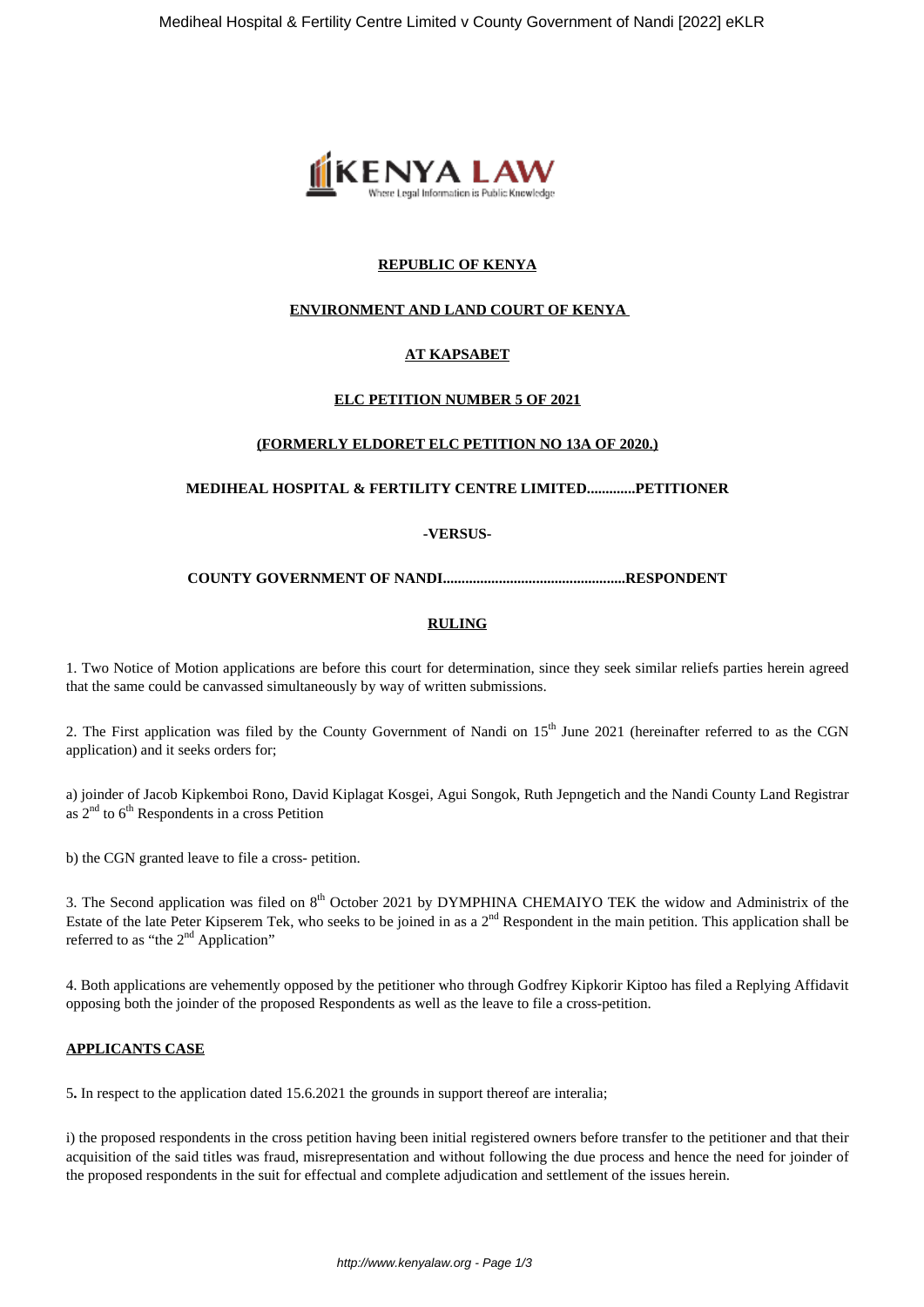**REPUBLIC OF KENYA**

**ENVIRONMENT AND LAND COURT OF KENYA**

**AT KAPSABET**

**ELC PETITION NUMBER 5 OF 2021**

**(FORMERLY ELDORET ELC PETITION NO 13A OF 2020.)**

**MEDIHEAL HOSPITAL & FERTILITY CENTRE LIMITED.............PETITIONER**

**-VERSUS-**

**COUNTY GOVERNMENT OF NANDI.................................................RESPONDENT**

**RULING**

1. Two Notice of Motion applications are before this court for determination, since they seek similar reliefs parties herein agreed that the same could be canvassed simultaneously by way of written submissions.

2. The First application was filed by the County Government of Nandi on 15th June 2021 (hereinafter referred to as the CGN application) and it seeks orders for;

a) joinder of Jacob Kipkemboi Rono, David Kiplagat Kosgei, Agui Songok, Ruth Jepngetich and the Nandi County Land Registrar as 2nd to 6th Respondents in a cross Petition

b) the CGN granted leave to file a cross- petition.

3. The Second application was filed on 8th October 2021 by DYMPHINA CHEMAIYO TEK the widow and Administrix of the Estate of the late Peter Kipserem Tek, who seeks to be joined in as a 2nd Respondent in the main petition. This application shall be referred to as "the 2nd Application"

4. Both applications are vehemently opposed by the petitioner who through Godfrey Kipkorir Kiptoo has filed a Replying Affidavit opposing both the joinder of the proposed Respondents as well as the leave to file a cross-petition.

**APPLICANTS CASE**

5**.** In respect to the application dated 15.6.2021 the grounds in support thereof are interalia;

i) the proposed respondents in the cross petition having been initial registered owners before transfer to the petitioner and that their acquisition of the said titles was fraud, misrepresentation and without following the due process and hence the need for joinder of the proposed respondents in the suit for effectual and complete adjudication and settlement of the issues herein.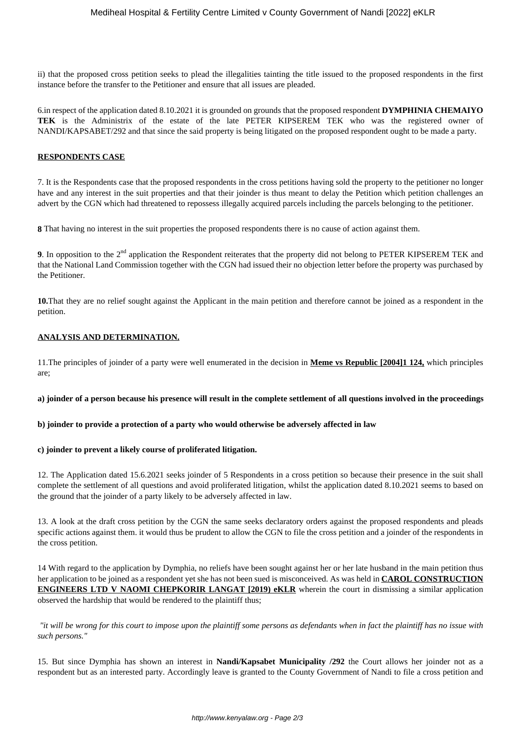ii) that the proposed cross petition seeks to plead the illegalities tainting the title issued to the proposed respondents in the first instance before the transfer to the Petitioner and ensure that all issues are pleaded.

6.in respect of the application dated 8.10.2021 it is grounded on grounds that the proposed respondent **DYMPHINIA CHEMAIYO TEK** is the Administrix of the estate of the late PETER KIPSEREM TEK who was the registered owner of NANDI/KAPSABET/292 and that since the said property is being litigated on the proposed respondent ought to be made a party.

**RESPONDENTS CASE**

7. It is the Respondents case that the proposed respondents in the cross petitions having sold the property to the petitioner no longer have and any interest in the suit properties and that their joinder is thus meant to delay the Petition which petition challenges an advert by the CGN which had threatened to repossess illegally acquired parcels including the parcels belonging to the petitioner.

**8** That having no interest in the suit properties the proposed respondents there is no cause of action against them.

**9**. In opposition to the 2nd application the Respondent reiterates that the property did not belong to PETER KIPSEREM TEK and that the National Land Commission together with the CGN had issued their no objection letter before the property was purchased by the Petitioner.

**10.**That they are no relief sought against the Applicant in the main petition and therefore cannot be joined as a respondent in the petition.

**ANALYSIS AND DETERMINATION.**

11.The principles of joinder of a party were well enumerated in the decision in **Meme vs Republic [2004]1 124,** which principles are;

**a) joinder of a person because his presence will result in the complete settlement of all questions involved in the proceedings**

**b) joinder to provide a protection of a party who would otherwise be adversely affected in law**

**c) joinder to prevent a likely course of proliferated litigation.**

12. The Application dated 15.6.2021 seeks joinder of 5 Respondents in a cross petition so because their presence in the suit shall complete the settlement of all questions and avoid proliferated litigation, whilst the application dated 8.10.2021 seems to based on the ground that the joinder of a party likely to be adversely affected in law.

13. A look at the draft cross petition by the CGN the same seeks declaratory orders against the proposed respondents and pleads specific actions against them. it would thus be prudent to allow the CGN to file the cross petition and a joinder of the respondents in the cross petition.

14 With regard to the application by Dymphia, no reliefs have been sought against her or her late husband in the main petition thus her application to be joined as a respondent yet she has not been sued is misconceived. As was held in **CAROL CONSTRUCTION ENGINEERS LTD V NAOMI CHEPKORIR LANGAT [2019) eKLR** wherein the court in dismissing a similar application observed the hardship that would be rendered to the plaintiff thus;

*"it will be wrong for this court to impose upon the plaintiff some persons as defendants when in fact the plaintiff has no issue with such persons."*

15. But since Dymphia has shown an interest in **Nandi/Kapsabet Municipality /292** the Court allows her joinder not as a respondent but as an interested party. Accordingly leave is granted to the County Government of Nandi to file a cross petition and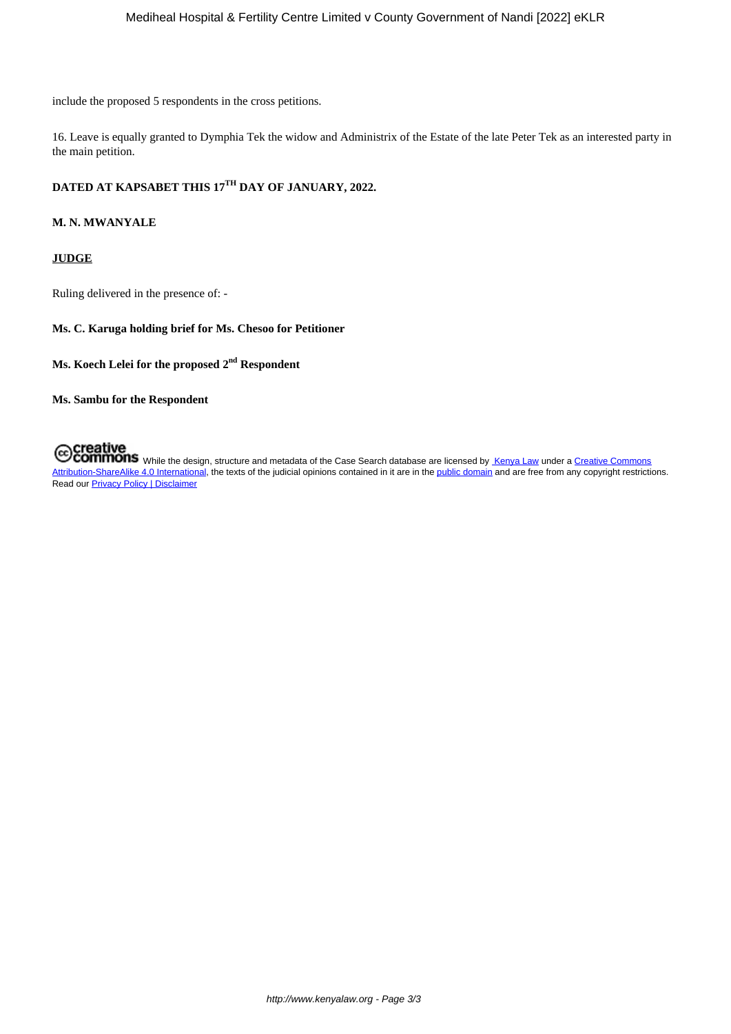include the proposed 5 respondents in the cross petitions.

16. Leave is equally granted to Dymphia Tek the widow and Administrix of the Estate of the late Peter Tek as an interested party in the main petition.

**DATED AT KAPSABET THIS 17TH DAY OF JANUARY, 2022.**

**M. N. MWANYALE**

**JUDGE**

Ruling delivered in the presence of: -

**Ms. C. Karuga holding brief for Ms. Chesoo for Petitioner**

**Ms. Koech Lelei for the proposed 2nd Respondent**

**Ms. Sambu for the Respondent**

While the design, structure and metadata of the Case Search database are licensed by Kenya Law under a Creative Commons Attribution-ShareAlike 4.0 International, the texts of the judicial opinions contained in it are in the public domain and are free from any copyright restrictions. Read our Privacy Policy | Disclaimer